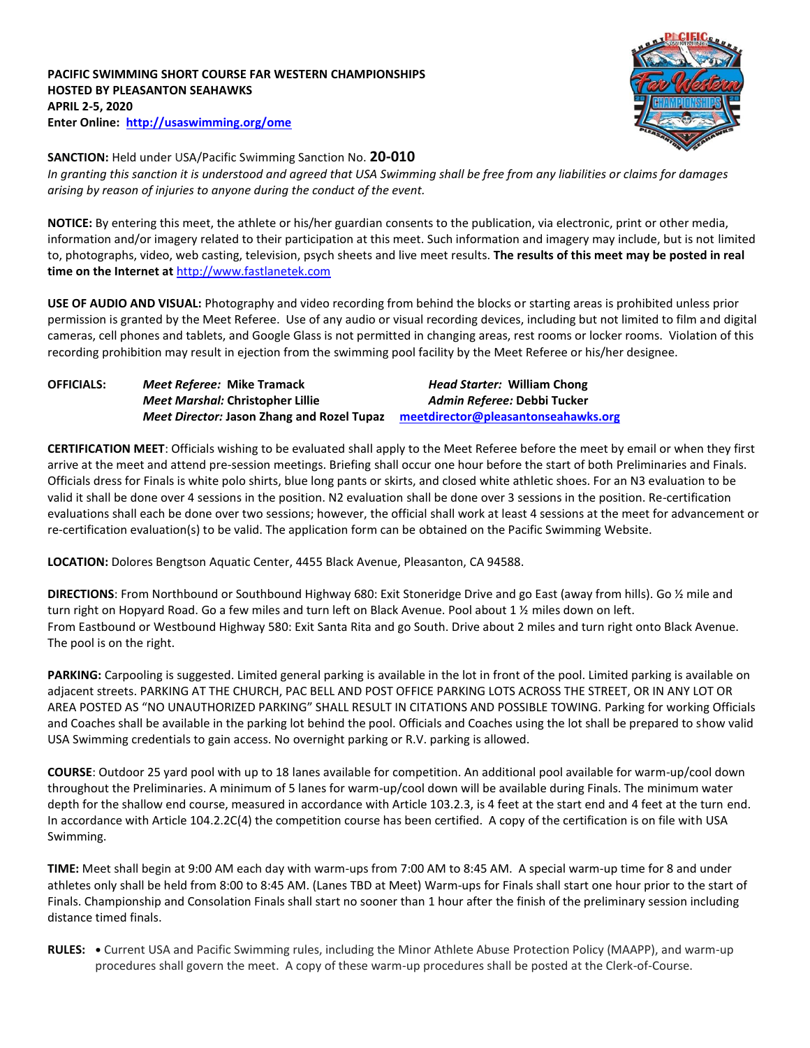**PACIFIC SWIMMING SHORT COURSE FAR WESTERN CHAMPIONSHIPS**
**HOSTED BY PLEASANTON SEAHAWKS**
**APRIL 2-5, 2020**
**Enter Online: http://usaswimming.org/ome**

**SANCTION:** Held under USA/Pacific Swimming Sanction No. **20-010**
*In granting this sanction it is understood and agreed that USA Swimming shall be free from any liabilities or claims for damages arising by reason of injuries to anyone during the conduct of the event.*

**NOTICE:** By entering this meet, the athlete or his/her guardian consents to the publication, via electronic, print or other media, information and/or imagery related to their participation at this meet. Such information and imagery may include, but is not limited to, photographs, video, web casting, television, psych sheets and live meet results. **The results of this meet may be posted in real time on the Internet at** http://www.fastlanetek.com

**USE OF AUDIO AND VISUAL:** Photography and video recording from behind the blocks or starting areas is prohibited unless prior permission is granted by the Meet Referee. Use of any audio or visual recording devices, including but not limited to film and digital cameras, cell phones and tablets, and Google Glass is not permitted in changing areas, rest rooms or locker rooms. Violation of this recording prohibition may result in ejection from the swimming pool facility by the Meet Referee or his/her designee.

**OFFICIALS:**
*Meet Referee:* **Mike Tramack**
*Head Starter:* **William Chong**
*Meet Marshal:* **Christopher Lillie**
*Admin Referee:* **Debbi Tucker**
*Meet Director:* **Jason Zhang and Rozel Tupaz** **meetdirector@pleasantonseahawks.org**

**CERTIFICATION MEET**: Officials wishing to be evaluated shall apply to the Meet Referee before the meet by email or when they first arrive at the meet and attend pre-session meetings. Briefing shall occur one hour before the start of both Preliminaries and Finals. Officials dress for Finals is white polo shirts, blue long pants or skirts, and closed white athletic shoes. For an N3 evaluation to be valid it shall be done over 4 sessions in the position. N2 evaluation shall be done over 3 sessions in the position. Re-certification evaluations shall each be done over two sessions; however, the official shall work at least 4 sessions at the meet for advancement or re-certification evaluation(s) to be valid. The application form can be obtained on the Pacific Swimming Website.

**LOCATION:** Dolores Bengtson Aquatic Center, 4455 Black Avenue, Pleasanton, CA 94588.

**DIRECTIONS**: From Northbound or Southbound Highway 680: Exit Stoneridge Drive and go East (away from hills). Go ½ mile and turn right on Hopyard Road. Go a few miles and turn left on Black Avenue. Pool about 1 ½ miles down on left.
From Eastbound or Westbound Highway 580: Exit Santa Rita and go South. Drive about 2 miles and turn right onto Black Avenue. The pool is on the right.

**PARKING:** Carpooling is suggested. Limited general parking is available in the lot in front of the pool. Limited parking is available on adjacent streets. PARKING AT THE CHURCH, PAC BELL AND POST OFFICE PARKING LOTS ACROSS THE STREET, OR IN ANY LOT OR AREA POSTED AS "NO UNAUTHORIZED PARKING" SHALL RESULT IN CITATIONS AND POSSIBLE TOWING. Parking for working Officials and Coaches shall be available in the parking lot behind the pool. Officials and Coaches using the lot shall be prepared to show valid USA Swimming credentials to gain access. No overnight parking or R.V. parking is allowed.

**COURSE**: Outdoor 25 yard pool with up to 18 lanes available for competition. An additional pool available for warm-up/cool down throughout the Preliminaries. A minimum of 5 lanes for warm-up/cool down will be available during Finals. The minimum water depth for the shallow end course, measured in accordance with Article 103.2.3, is 4 feet at the start end and 4 feet at the turn end. In accordance with Article 104.2.2C(4) the competition course has been certified. A copy of the certification is on file with USA Swimming.

**TIME:** Meet shall begin at 9:00 AM each day with warm-ups from 7:00 AM to 8:45 AM. A special warm-up time for 8 and under athletes only shall be held from 8:00 to 8:45 AM. (Lanes TBD at Meet) Warm-ups for Finals shall start one hour prior to the start of Finals. Championship and Consolation Finals shall start no sooner than 1 hour after the finish of the preliminary session including distance timed finals.

**RULES:**
- Current USA and Pacific Swimming rules, including the Minor Athlete Abuse Protection Policy (MAAPP), and warm-up procedures shall govern the meet. A copy of these warm-up procedures shall be posted at the Clerk-of-Course.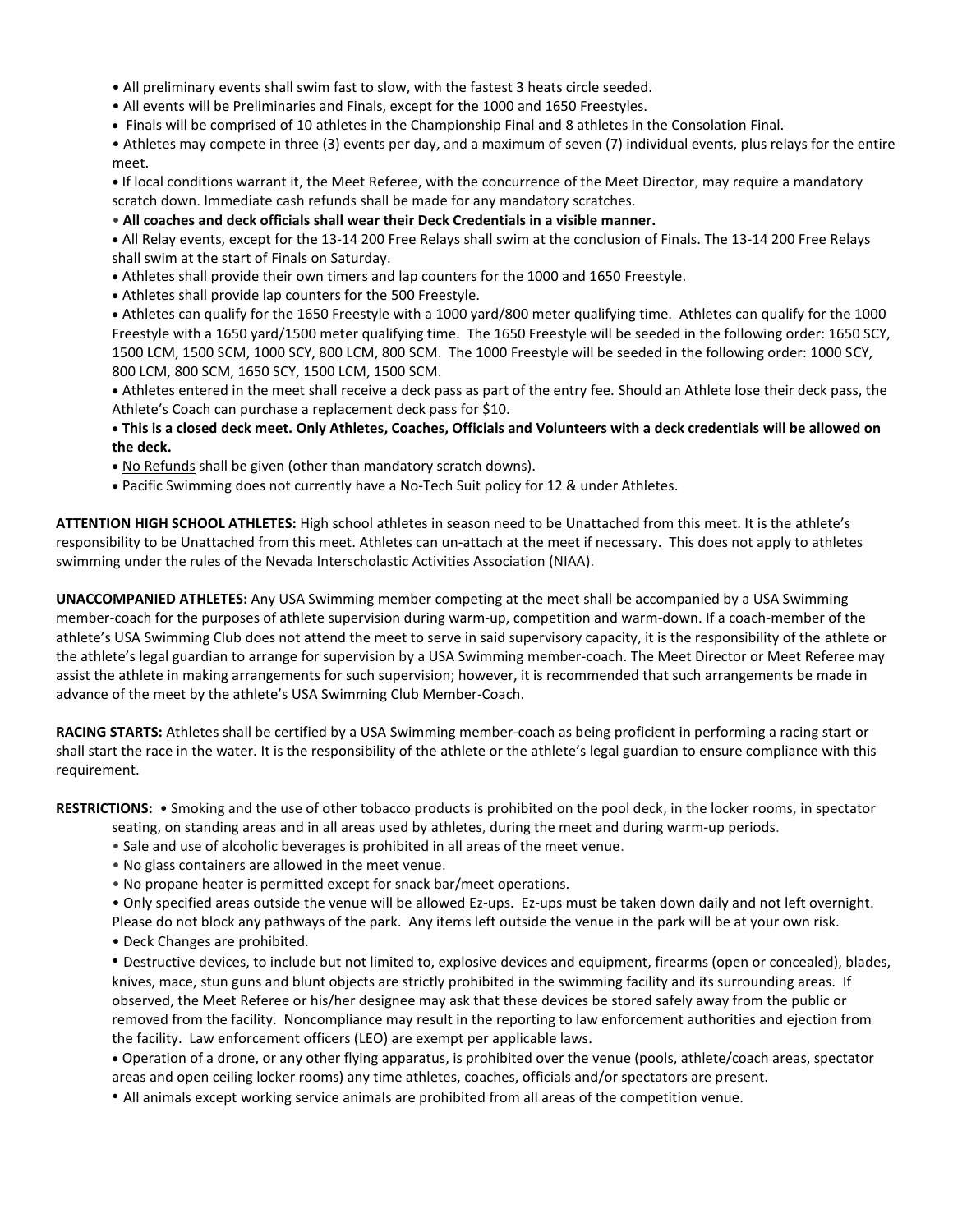- All preliminary events shall swim fast to slow, with the fastest 3 heats circle seeded.
- All events will be Preliminaries and Finals, except for the 1000 and 1650 Freestyles.
- Finals will be comprised of 10 athletes in the Championship Final and 8 athletes in the Consolation Final.
- Athletes may compete in three (3) events per day, and a maximum of seven (7) individual events, plus relays for the entire meet.
- If local conditions warrant it, the Meet Referee, with the concurrence of the Meet Director, may require a mandatory scratch down. Immediate cash refunds shall be made for any mandatory scratches.
- **All coaches and deck officials shall wear their Deck Credentials in a visible manner.**
- All Relay events, except for the 13-14 200 Free Relays shall swim at the conclusion of Finals. The 13-14 200 Free Relays shall swim at the start of Finals on Saturday.
- Athletes shall provide their own timers and lap counters for the 1000 and 1650 Freestyle.
- Athletes shall provide lap counters for the 500 Freestyle.
- Athletes can qualify for the 1650 Freestyle with a 1000 yard/800 meter qualifying time. Athletes can qualify for the 1000 Freestyle with a 1650 yard/1500 meter qualifying time. The 1650 Freestyle will be seeded in the following order: 1650 SCY, 1500 LCM, 1500 SCM, 1000 SCY, 800 LCM, 800 SCM. The 1000 Freestyle will be seeded in the following order: 1000 SCY, 800 LCM, 800 SCM, 1650 SCY, 1500 LCM, 1500 SCM.
- Athletes entered in the meet shall receive a deck pass as part of the entry fee. Should an Athlete lose their deck pass, the Athlete's Coach can purchase a replacement deck pass for $10.
- **This is a closed deck meet. Only Athletes, Coaches, Officials and Volunteers with a deck credentials will be allowed on the deck.**
- No Refunds shall be given (other than mandatory scratch downs).
- Pacific Swimming does not currently have a No-Tech Suit policy for 12 & under Athletes.

**ATTENTION HIGH SCHOOL ATHLETES:** High school athletes in season need to be Unattached from this meet. It is the athlete's responsibility to be Unattached from this meet. Athletes can un-attach at the meet if necessary. This does not apply to athletes swimming under the rules of the Nevada Interscholastic Activities Association (NIAA).

**UNACCOMPANIED ATHLETES:** Any USA Swimming member competing at the meet shall be accompanied by a USA Swimming member-coach for the purposes of athlete supervision during warm-up, competition and warm-down. If a coach-member of the athlete's USA Swimming Club does not attend the meet to serve in said supervisory capacity, it is the responsibility of the athlete or the athlete's legal guardian to arrange for supervision by a USA Swimming member-coach. The Meet Director or Meet Referee may assist the athlete in making arrangements for such supervision; however, it is recommended that such arrangements be made in advance of the meet by the athlete's USA Swimming Club Member-Coach.

**RACING STARTS:** Athletes shall be certified by a USA Swimming member-coach as being proficient in performing a racing start or shall start the race in the water. It is the responsibility of the athlete or the athlete's legal guardian to ensure compliance with this requirement.

**RESTRICTIONS:**

- Smoking and the use of other tobacco products is prohibited on the pool deck, in the locker rooms, in spectator seating, on standing areas and in all areas used by athletes, during the meet and during warm-up periods.
- Sale and use of alcoholic beverages is prohibited in all areas of the meet venue.
- No glass containers are allowed in the meet venue.
- No propane heater is permitted except for snack bar/meet operations.
- Only specified areas outside the venue will be allowed Ez-ups. Ez-ups must be taken down daily and not left overnight. Please do not block any pathways of the park. Any items left outside the venue in the park will be at your own risk.
- Deck Changes are prohibited.
- Destructive devices, to include but not limited to, explosive devices and equipment, firearms (open or concealed), blades, knives, mace, stun guns and blunt objects are strictly prohibited in the swimming facility and its surrounding areas. If observed, the Meet Referee or his/her designee may ask that these devices be stored safely away from the public or removed from the facility. Noncompliance may result in the reporting to law enforcement authorities and ejection from the facility. Law enforcement officers (LEO) are exempt per applicable laws.
- Operation of a drone, or any other flying apparatus, is prohibited over the venue (pools, athlete/coach areas, spectator areas and open ceiling locker rooms) any time athletes, coaches, officials and/or spectators are present.
- All animals except working service animals are prohibited from all areas of the competition venue.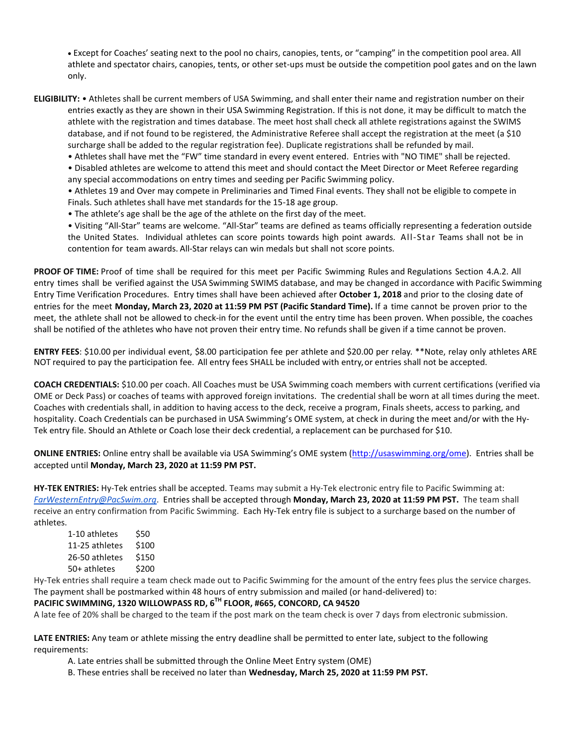- Except for Coaches' seating next to the pool no chairs, canopies, tents, or "camping" in the competition pool area. All athlete and spectator chairs, canopies, tents, or other set-ups must be outside the competition pool gates and on the lawn only.

**ELIGIBILITY:** • Athletes shall be current members of USA Swimming, and shall enter their name and registration number on their entries exactly as they are shown in their USA Swimming Registration. If this is not done, it may be difficult to match the athlete with the registration and times database. The meet host shall check all athlete registrations against the SWIMS database, and if not found to be registered, the Administrative Referee shall accept the registration at the meet (a $10 surcharge shall be added to the regular registration fee). Duplicate registrations shall be refunded by mail.

- Athletes shall have met the "FW" time standard in every event entered. Entries with "NO TIME" shall be rejected.
- Disabled athletes are welcome to attend this meet and should contact the Meet Director or Meet Referee regarding any special accommodations on entry times and seeding per Pacific Swimming policy.
- Athletes 19 and Over may compete in Preliminaries and Timed Final events. They shall not be eligible to compete in Finals. Such athletes shall have met standards for the 15-18 age group.
- The athlete's age shall be the age of the athlete on the first day of the meet.
- Visiting "All-Star" teams are welcome. "All-Star" teams are defined as teams officially representing a federation outside the United States. Individual athletes can score points towards high point awards. All-Star Teams shall not be in contention for team awards. All-Star relays can win medals but shall not score points.

**PROOF OF TIME:** Proof of time shall be required for this meet per Pacific Swimming Rules and Regulations Section 4.A.2. All entry times shall be verified against the USA Swimming SWIMS database, and may be changed in accordance with Pacific Swimming Entry Time Verification Procedures. Entry times shall have been achieved after **October 1, 2018** and prior to the closing date of entries for the meet **Monday, March 23, 2020 at 11:59 PM PST (Pacific Standard Time).** If a time cannot be proven prior to the meet, the athlete shall not be allowed to check-in for the event until the entry time has been proven. When possible, the coaches shall be notified of the athletes who have not proven their entry time. No refunds shall be given if a time cannot be proven.

**ENTRY FEES**: $10.00 per individual event, $8.00 participation fee per athlete and $20.00 per relay. **Note, relay only athletes ARE NOT required to pay the participation fee. All entry fees SHALL be included with entry, or entries shall not be accepted.

**COACH CREDENTIALS:** $10.00 per coach. All Coaches must be USA Swimming coach members with current certifications (verified via OME or Deck Pass) or coaches of teams with approved foreign invitations. The credential shall be worn at all times during the meet. Coaches with credentials shall, in addition to having access to the deck, receive a program, Finals sheets, access to parking, and hospitality. Coach Credentials can be purchased in USA Swimming's OME system, at check in during the meet and/or with the Hy-Tek entry file. Should an Athlete or Coach lose their deck credential, a replacement can be purchased for $10.

**ONLINE ENTRIES:** Online entry shall be available via USA Swimming's OME system (http://usaswimming.org/ome). Entries shall be accepted until **Monday, March 23, 2020 at 11:59 PM PST.**

**HY-TEK ENTRIES:** Hy-Tek entries shall be accepted. Teams may submit a Hy-Tek electronic entry file to Pacific Swimming at: *FarWesternEntry@PacSwim.org*. Entries shall be accepted through **Monday, March 23, 2020 at 11:59 PM PST.** The team shall receive an entry confirmation from Pacific Swimming. Each Hy-Tek entry file is subject to a surcharge based on the number of athletes.

| | |
|---|---|
| 1-10 athletes | $50 |
| 11-25 athletes | $100 |
| 26-50 athletes | $150 |
| 50+ athletes | $200 |

Hy-Tek entries shall require a team check made out to Pacific Swimming for the amount of the entry fees plus the service charges. The payment shall be postmarked within 48 hours of entry submission and mailed (or hand-delivered) to:

**PACIFIC SWIMMING, 1320 WILLOWPASS RD, 6TH FLOOR, #665, CONCORD, CA 94520**

A late fee of 20% shall be charged to the team if the post mark on the team check is over 7 days from electronic submission.

**LATE ENTRIES:** Any team or athlete missing the entry deadline shall be permitted to enter late, subject to the following requirements:

A. Late entries shall be submitted through the Online Meet Entry system (OME)

B. These entries shall be received no later than **Wednesday, March 25, 2020 at 11:59 PM PST.**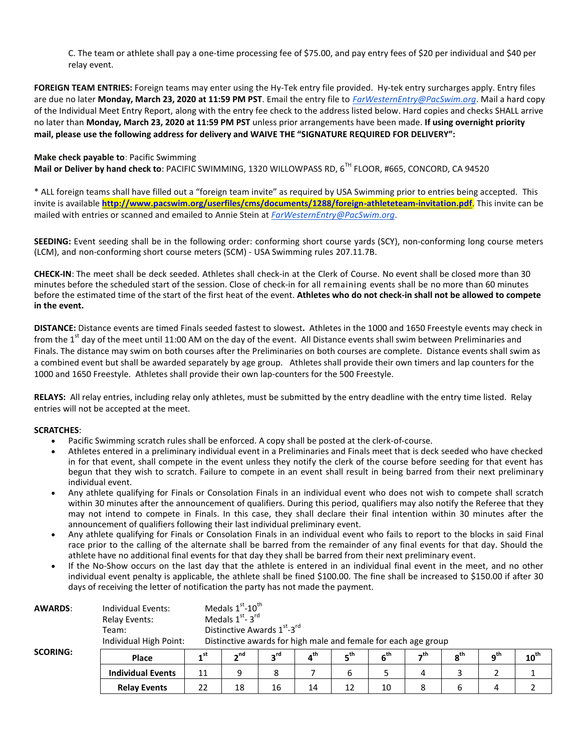C. The team or athlete shall pay a one-time processing fee of $75.00, and pay entry fees of $20 per individual and $40 per relay event.

**FOREIGN TEAM ENTRIES:** Foreign teams may enter using the Hy-Tek entry file provided. Hy-tek entry surcharges apply. Entry files are due no later **Monday, March 23, 2020 at 11:59 PM PST**. Email the entry file to *FarWesternEntry@PacSwim.org*. Mail a hard copy of the Individual Meet Entry Report, along with the entry fee check to the address listed below. Hard copies and checks SHALL arrive no later than **Monday, March 23, 2020 at 11:59 PM PST** unless prior arrangements have been made. **If using overnight priority mail, please use the following address for delivery and WAIVE THE "SIGNATURE REQUIRED FOR DELIVERY":**

**Make check payable to**: Pacific Swimming
**Mail or Deliver by hand check to**: PACIFIC SWIMMING, 1320 WILLOWPASS RD, 6TH FLOOR, #665, CONCORD, CA 94520

* ALL foreign teams shall have filled out a "foreign team invite" as required by USA Swimming prior to entries being accepted. This invite is available **http://www.pacswim.org/userfiles/cms/documents/1288/foreign-athleteteam-invitation.pdf**. This invite can be mailed with entries or scanned and emailed to Annie Stein at *FarWesternEntry@PacSwim.org*.

**SEEDING:** Event seeding shall be in the following order: conforming short course yards (SCY), non-conforming long course meters (LCM), and non-conforming short course meters (SCM) - USA Swimming rules 207.11.7B.

**CHECK-IN**: The meet shall be deck seeded. Athletes shall check-in at the Clerk of Course. No event shall be closed more than 30 minutes before the scheduled start of the session. Close of check-in for all remaining events shall be no more than 60 minutes before the estimated time of the start of the first heat of the event. **Athletes who do not check-in shall not be allowed to compete in the event.**

**DISTANCE:** Distance events are timed Finals seeded fastest to slowest**.** Athletes in the 1000 and 1650 Freestyle events may check in from the 1st day of the meet until 11:00 AM on the day of the event. All Distance events shall swim between Preliminaries and Finals. The distance may swim on both courses after the Preliminaries on both courses are complete. Distance events shall swim as a combined event but shall be awarded separately by age group. Athletes shall provide their own timers and lap counters for the 1000 and 1650 Freestyle. Athletes shall provide their own lap-counters for the 500 Freestyle.

**RELAYS:** All relay entries, including relay only athletes, must be submitted by the entry deadline with the entry time listed. Relay entries will not be accepted at the meet.

**SCRATCHES**:

- Pacific Swimming scratch rules shall be enforced. A copy shall be posted at the clerk-of-course.
- Athletes entered in a preliminary individual event in a Preliminaries and Finals meet that is deck seeded who have checked in for that event, shall compete in the event unless they notify the clerk of the course before seeding for that event has begun that they wish to scratch. Failure to compete in an event shall result in being barred from their next preliminary individual event.
- Any athlete qualifying for Finals or Consolation Finals in an individual event who does not wish to compete shall scratch within 30 minutes after the announcement of qualifiers. During this period, qualifiers may also notify the Referee that they may not intend to compete in Finals. In this case, they shall declare their final intention within 30 minutes after the announcement of qualifiers following their last individual preliminary event.
- Any athlete qualifying for Finals or Consolation Finals in an individual event who fails to report to the blocks in said Final race prior to the calling of the alternate shall be barred from the remainder of any final events for that day. Should the athlete have no additional final events for that day they shall be barred from their next preliminary event.
- If the No-Show occurs on the last day that the athlete is entered in an individual final event in the meet, and no other individual event penalty is applicable, the athlete shall be fined $100.00. The fine shall be increased to $150.00 if after 30 days of receiving the letter of notification the party has not made the payment.

**AWARDS**:

| | |
|---|---|
| Individual Events: | Medals 1st-10th |
| Relay Events: | Medals 1st- 3rd |
| Team: | Distinctive Awards 1st-3rd |
| Individual High Point: | Distinctive awards for high male and female for each age group |

**SCORING:**

| Place | 1st | 2nd | 3rd | 4th | 5th | 6th | 7th | 8th | 9th | 10th |
|---|---|---|---|---|---|---|---|---|---|---|
| **Individual Events** | 11 | 9 | 8 | 7 | 6 | 5 | 4 | 3 | 2 | 1 |
| **Relay Events** | 22 | 18 | 16 | 14 | 12 | 10 | 8 | 6 | 4 | 2 |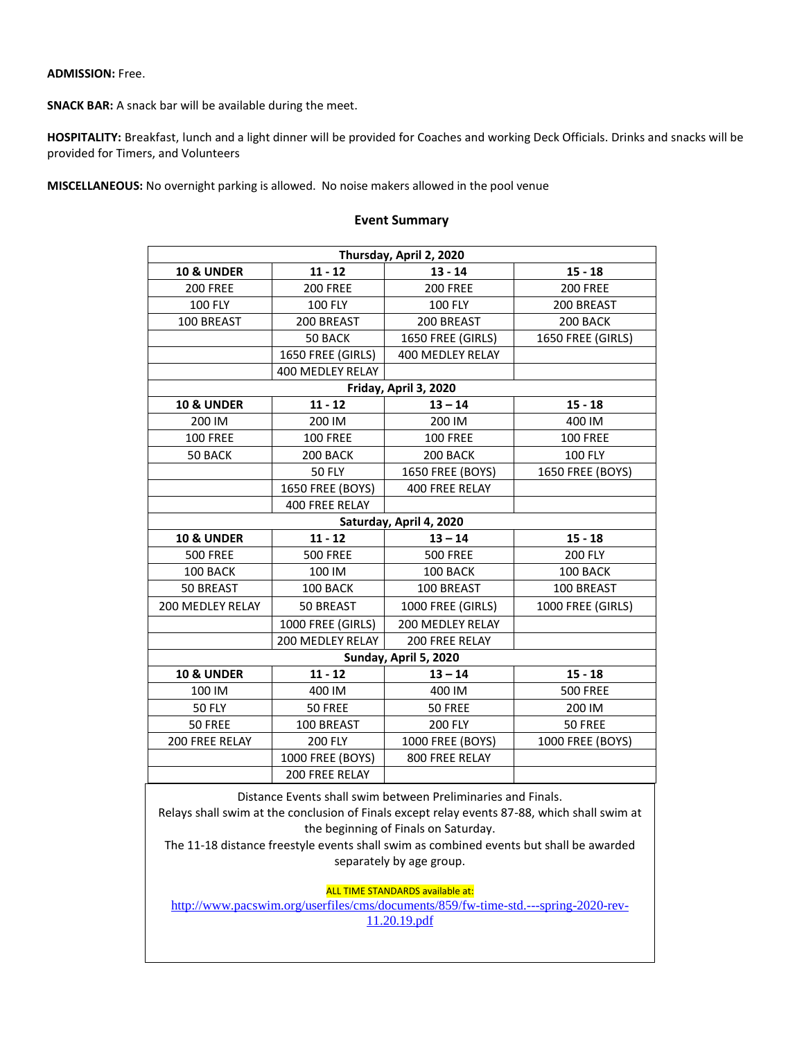**ADMISSION:** Free.

**SNACK BAR:** A snack bar will be available during the meet.

**HOSPITALITY:** Breakfast, lunch and a light dinner will be provided for Coaches and working Deck Officials. Drinks and snacks will be provided for Timers, and Volunteers

**MISCELLANEOUS:** No overnight parking is allowed. No noise makers allowed in the pool venue

## Event Summary

| **Thursday, April 2, 2020** | | | |
|---|---|---|---|
| **10 & UNDER** | **11 - 12** | **13 - 14** | **15 - 18** |
| 200 FREE | 200 FREE | 200 FREE | 200 FREE |
| 100 FLY | 100 FLY | 100 FLY | 200 BREAST |
| 100 BREAST | 200 BREAST | 200 BREAST | 200 BACK |
| | 50 BACK | 1650 FREE (GIRLS) | 1650 FREE (GIRLS) |
| | 1650 FREE (GIRLS) | 400 MEDLEY RELAY | |
| | 400 MEDLEY RELAY | | |
| **Friday, April 3, 2020** | | | |
| **10 & UNDER** | **11 - 12** | **13 – 14** | **15 - 18** |
| 200 IM | 200 IM | 200 IM | 400 IM |
| 100 FREE | 100 FREE | 100 FREE | 100 FREE |
| 50 BACK | 200 BACK | 200 BACK | 100 FLY |
| | 50 FLY | 1650 FREE (BOYS) | 1650 FREE (BOYS) |
| | 1650 FREE (BOYS) | 400 FREE RELAY | |
| | 400 FREE RELAY | | |
| **Saturday, April 4, 2020** | | | |
| **10 & UNDER** | **11 - 12** | **13 – 14** | **15 - 18** |
| 500 FREE | 500 FREE | 500 FREE | 200 FLY |
| 100 BACK | 100 IM | 100 BACK | 100 BACK |
| 50 BREAST | 100 BACK | 100 BREAST | 100 BREAST |
| 200 MEDLEY RELAY | 50 BREAST | 1000 FREE (GIRLS) | 1000 FREE (GIRLS) |
| | 1000 FREE (GIRLS) | 200 MEDLEY RELAY | |
| | 200 MEDLEY RELAY | 200 FREE RELAY | |
| **Sunday, April 5, 2020** | | | |
| **10 & UNDER** | **11 - 12** | **13 – 14** | **15 - 18** |
| 100 IM | 400 IM | 400 IM | 500 FREE |
| 50 FLY | 50 FREE | 50 FREE | 200 IM |
| 50 FREE | 100 BREAST | 200 FLY | 50 FREE |
| 200 FREE RELAY | 200 FLY | 1000 FREE (BOYS) | 1000 FREE (BOYS) |
| | 1000 FREE (BOYS) | 800 FREE RELAY | |
| | 200 FREE RELAY | | |

Distance Events shall swim between Preliminaries and Finals.
Relays shall swim at the conclusion of Finals except relay events 87-88, which shall swim at the beginning of Finals on Saturday.
The 11-18 distance freestyle events shall swim as combined events but shall be awarded separately by age group.

ALL TIME STANDARDS available at:
http://www.pacswim.org/userfiles/cms/documents/859/fw-time-std.---spring-2020-rev-11.20.19.pdf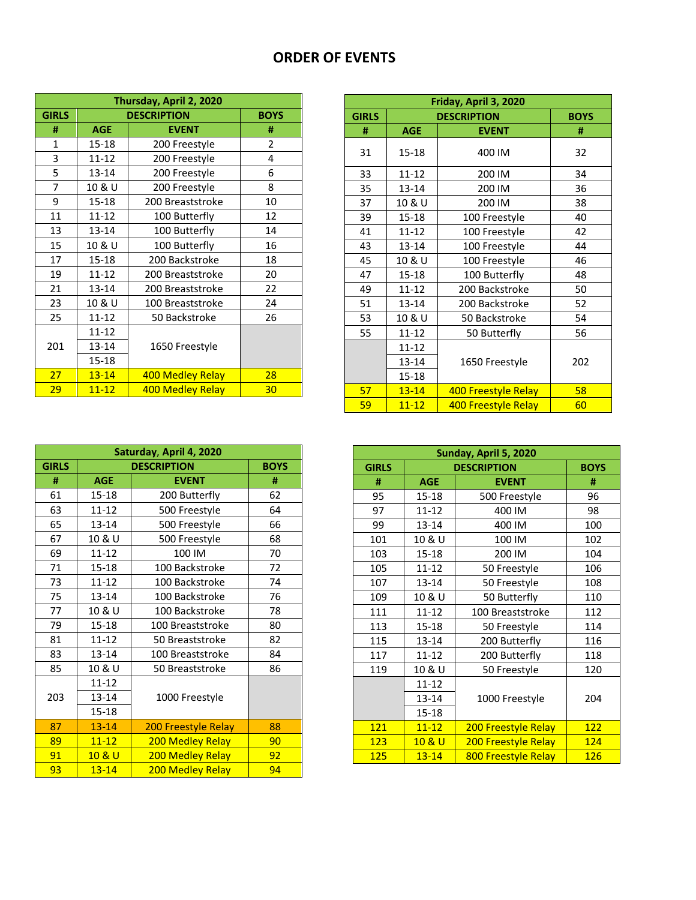# ORDER OF EVENTS

| Thursday, April 2, 2020 | | | |
|---|---|---|---|
| GIRLS | DESCRIPTION | | BOYS |
| # | AGE | EVENT | # |
| 1 | 15-18 | 200 Freestyle | 2 |
| 3 | 11-12 | 200 Freestyle | 4 |
| 5 | 13-14 | 200 Freestyle | 6 |
| 7 | 10 & U | 200 Freestyle | 8 |
| 9 | 15-18 | 200 Breaststroke | 10 |
| 11 | 11-12 | 100 Butterfly | 12 |
| 13 | 13-14 | 100 Butterfly | 14 |
| 15 | 10 & U | 100 Butterfly | 16 |
| 17 | 15-18 | 200 Backstroke | 18 |
| 19 | 11-12 | 200 Breaststroke | 20 |
| 21 | 13-14 | 200 Breaststroke | 22 |
| 23 | 10 & U | 100 Breaststroke | 24 |
| 25 | 11-12 | 50 Backstroke | 26 |
| 201 | 11-12<br>13-14<br>15-18 | 1650 Freestyle | |
| 27 | 13-14 | 400 Medley Relay | 28 |
| 29 | 11-12 | 400 Medley Relay | 30 |

| Friday, April 3, 2020 | | | |
|---|---|---|---|
| GIRLS | DESCRIPTION | | BOYS |
| # | AGE | EVENT | # |
| 31 | 15-18 | 400 IM | 32 |
| 33 | 11-12 | 200 IM | 34 |
| 35 | 13-14 | 200 IM | 36 |
| 37 | 10 & U | 200 IM | 38 |
| 39 | 15-18 | 100 Freestyle | 40 |
| 41 | 11-12 | 100 Freestyle | 42 |
| 43 | 13-14 | 100 Freestyle | 44 |
| 45 | 10 & U | 100 Freestyle | 46 |
| 47 | 15-18 | 100 Butterfly | 48 |
| 49 | 11-12 | 200 Backstroke | 50 |
| 51 | 13-14 | 200 Backstroke | 52 |
| 53 | 10 & U | 50 Backstroke | 54 |
| 55 | 11-12 | 50 Butterfly | 56 |
| | 11-12<br>13-14<br>15-18 | 1650 Freestyle | 202 |
| 57 | 13-14 | 400 Freestyle Relay | 58 |
| 59 | 11-12 | 400 Freestyle Relay | 60 |

| Saturday, April 4, 2020 | | | |
|---|---|---|---|
| GIRLS | DESCRIPTION | | BOYS |
| # | AGE | EVENT | # |
| 61 | 15-18 | 200 Butterfly | 62 |
| 63 | 11-12 | 500 Freestyle | 64 |
| 65 | 13-14 | 500 Freestyle | 66 |
| 67 | 10 & U | 500 Freestyle | 68 |
| 69 | 11-12 | 100 IM | 70 |
| 71 | 15-18 | 100 Backstroke | 72 |
| 73 | 11-12 | 100 Backstroke | 74 |
| 75 | 13-14 | 100 Backstroke | 76 |
| 77 | 10 & U | 100 Backstroke | 78 |
| 79 | 15-18 | 100 Breaststroke | 80 |
| 81 | 11-12 | 50 Breaststroke | 82 |
| 83 | 13-14 | 100 Breaststroke | 84 |
| 85 | 10 & U | 50 Breaststroke | 86 |
| 203 | 11-12<br>13-14<br>15-18 | 1000 Freestyle | |
| 87 | 13-14 | 200 Freestyle Relay | 88 |
| 89 | 11-12 | 200 Medley Relay | 90 |
| 91 | 10 & U | 200 Medley Relay | 92 |
| 93 | 13-14 | 200 Medley Relay | 94 |

| Sunday, April 5, 2020 | | | |
|---|---|---|---|
| GIRLS | DESCRIPTION | | BOYS |
| # | AGE | EVENT | # |
| 95 | 15-18 | 500 Freestyle | 96 |
| 97 | 11-12 | 400 IM | 98 |
| 99 | 13-14 | 400 IM | 100 |
| 101 | 10 & U | 100 IM | 102 |
| 103 | 15-18 | 200 IM | 104 |
| 105 | 11-12 | 50 Freestyle | 106 |
| 107 | 13-14 | 50 Freestyle | 108 |
| 109 | 10 & U | 50 Butterfly | 110 |
| 111 | 11-12 | 100 Breaststroke | 112 |
| 113 | 15-18 | 50 Freestyle | 114 |
| 115 | 13-14 | 200 Butterfly | 116 |
| 117 | 11-12 | 200 Butterfly | 118 |
| 119 | 10 & U | 50 Freestyle | 120 |
| | 11-12<br>13-14<br>15-18 | 1000 Freestyle | 204 |
| 121 | 11-12 | 200 Freestyle Relay | 122 |
| 123 | 10 & U | 200 Freestyle Relay | 124 |
| 125 | 13-14 | 800 Freestyle Relay | 126 |